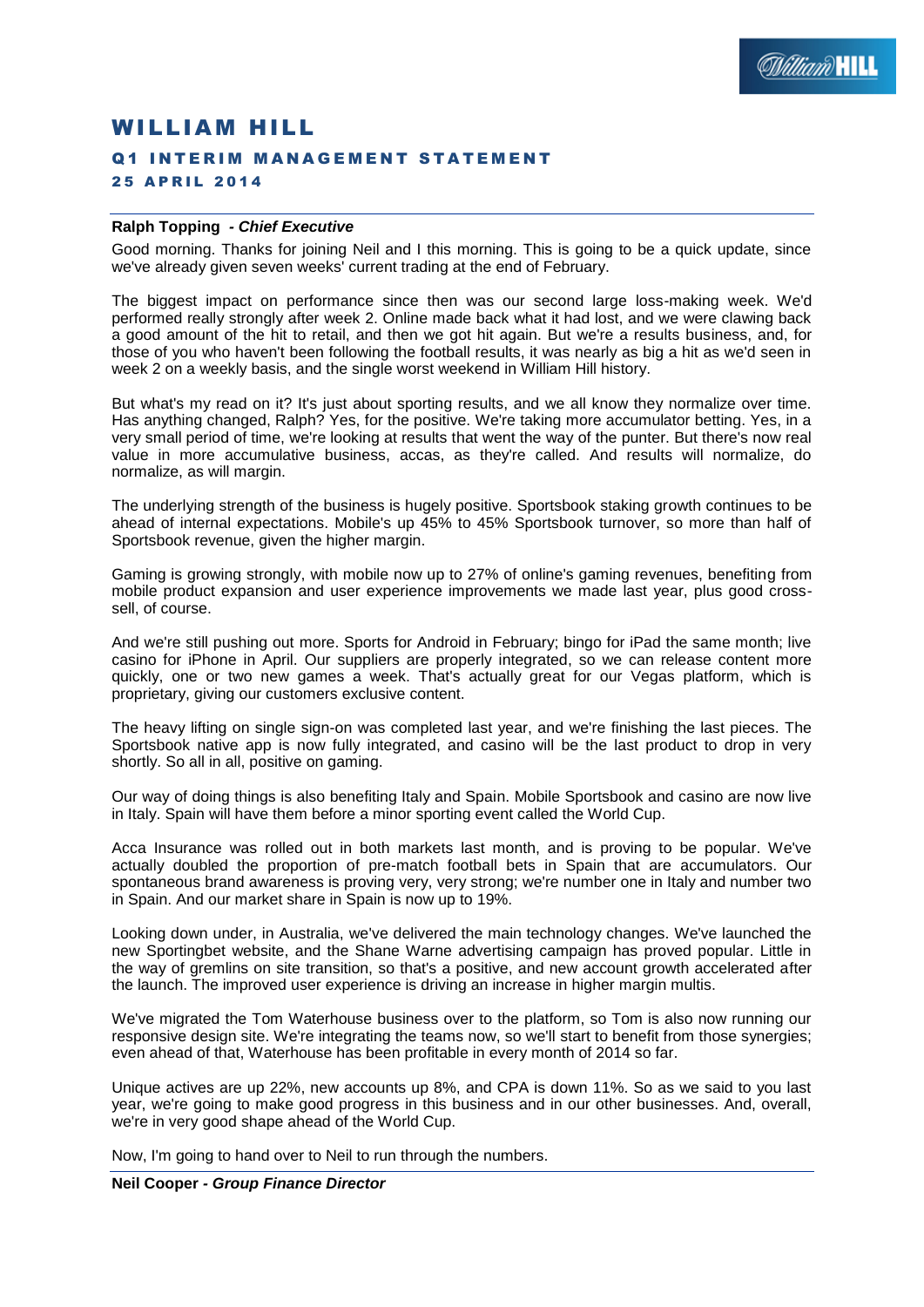# WILLIAM HILL

## Q1 INTERIM MANAGEMENT STATEMENT

### 25 APRIL 2014

**Ralph Topping** *- Chief Executive*

Good morning. Thanks for joining Neil and I this morning. This is going to be a quick update, since we've already given seven weeks' current trading at the end of February.

The biggest impact on performance since then was our second large loss-making week. We'd performed really strongly after week 2. Online made back what it had lost, and we were clawing back a good amount of the hit to retail, and then we got hit again. But we're a results business, and, for those of you who haven't been following the football results, it was nearly as big a hit as we'd seen in week 2 on a weekly basis, and the single worst weekend in William Hill history.

But what's my read on it? It's just about sporting results, and we all know they normalize over time. Has anything changed, Ralph? Yes, for the positive. We're taking more accumulator betting. Yes, in a very small period of time, we're looking at results that went the way of the punter. But there's now real value in more accumulative business, accas, as they're called. And results will normalize, do normalize, as will margin.

The underlying strength of the business is hugely positive. Sportsbook staking growth continues to be ahead of internal expectations. Mobile's up 45% to 45% Sportsbook turnover, so more than half of Sportsbook revenue, given the higher margin.

Gaming is growing strongly, with mobile now up to 27% of online's gaming revenues, benefiting from mobile product expansion and user experience improvements we made last year, plus good cross-sell, of course.

And we're still pushing out more. Sports for Android in February; bingo for iPad the same month; live casino for iPhone in April. Our suppliers are properly integrated, so we can release content more quickly, one or two new games a week. That's actually great for our Vegas platform, which is proprietary, giving our customers exclusive content.

The heavy lifting on single sign-on was completed last year, and we're finishing the last pieces. The Sportsbook native app is now fully integrated, and casino will be the last product to drop in very shortly. So all in all, positive on gaming.

Our way of doing things is also benefiting Italy and Spain. Mobile Sportsbook and casino are now live in Italy. Spain will have them before a minor sporting event called the World Cup.

Acca Insurance was rolled out in both markets last month, and is proving to be popular. We've actually doubled the proportion of pre-match football bets in Spain that are accumulators. Our spontaneous brand awareness is proving very, very strong; we're number one in Italy and number two in Spain. And our market share in Spain is now up to 19%.

Looking down under, in Australia, we've delivered the main technology changes. We've launched the new Sportingbet website, and the Shane Warne advertising campaign has proved popular. Little in the way of gremlins on site transition, so that's a positive, and new account growth accelerated after the launch. The improved user experience is driving an increase in higher margin multis.

We've migrated the Tom Waterhouse business over to the platform, so Tom is also now running our responsive design site. We're integrating the teams now, so we'll start to benefit from those synergies; even ahead of that, Waterhouse has been profitable in every month of 2014 so far.

Unique actives are up 22%, new accounts up 8%, and CPA is down 11%. So as we said to you last year, we're going to make good progress in this business and in our other businesses. And, overall, we're in very good shape ahead of the World Cup.

Now, I'm going to hand over to Neil to run through the numbers.

**Neil Cooper** *- Group Finance Director*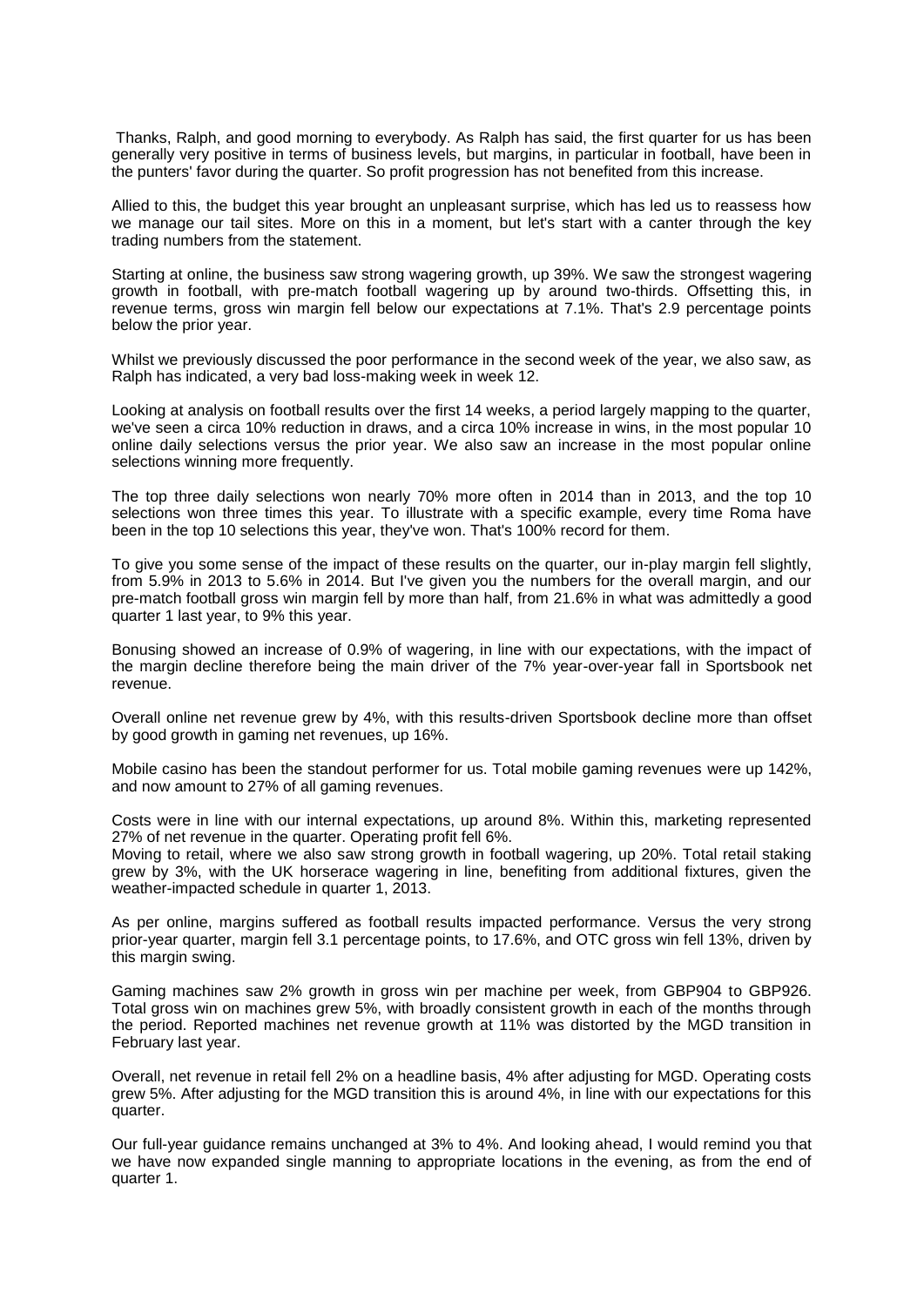Thanks, Ralph, and good morning to everybody. As Ralph has said, the first quarter for us has been generally very positive in terms of business levels, but margins, in particular in football, have been in the punters' favor during the quarter. So profit progression has not benefited from this increase.

Allied to this, the budget this year brought an unpleasant surprise, which has led us to reassess how we manage our tail sites. More on this in a moment, but let's start with a canter through the key trading numbers from the statement.

Starting at online, the business saw strong wagering growth, up 39%. We saw the strongest wagering growth in football, with pre-match football wagering up by around two-thirds. Offsetting this, in revenue terms, gross win margin fell below our expectations at 7.1%. That's 2.9 percentage points below the prior year.

Whilst we previously discussed the poor performance in the second week of the year, we also saw, as Ralph has indicated, a very bad loss-making week in week 12.

Looking at analysis on football results over the first 14 weeks, a period largely mapping to the quarter, we've seen a circa 10% reduction in draws, and a circa 10% increase in wins, in the most popular 10 online daily selections versus the prior year. We also saw an increase in the most popular online selections winning more frequently.

The top three daily selections won nearly 70% more often in 2014 than in 2013, and the top 10 selections won three times this year. To illustrate with a specific example, every time Roma have been in the top 10 selections this year, they've won. That's 100% record for them.

To give you some sense of the impact of these results on the quarter, our in-play margin fell slightly, from 5.9% in 2013 to 5.6% in 2014. But I've given you the numbers for the overall margin, and our pre-match football gross win margin fell by more than half, from 21.6% in what was admittedly a good quarter 1 last year, to 9% this year.

Bonusing showed an increase of 0.9% of wagering, in line with our expectations, with the impact of the margin decline therefore being the main driver of the 7% year-over-year fall in Sportsbook net revenue.

Overall online net revenue grew by 4%, with this results-driven Sportsbook decline more than offset by good growth in gaming net revenues, up 16%.

Mobile casino has been the standout performer for us. Total mobile gaming revenues were up 142%, and now amount to 27% of all gaming revenues.

Costs were in line with our internal expectations, up around 8%. Within this, marketing represented 27% of net revenue in the quarter. Operating profit fell 6%.

Moving to retail, where we also saw strong growth in football wagering, up 20%. Total retail staking grew by 3%, with the UK horserace wagering in line, benefiting from additional fixtures, given the weather-impacted schedule in quarter 1, 2013.

As per online, margins suffered as football results impacted performance. Versus the very strong prior-year quarter, margin fell 3.1 percentage points, to 17.6%, and OTC gross win fell 13%, driven by this margin swing.

Gaming machines saw 2% growth in gross win per machine per week, from GBP904 to GBP926. Total gross win on machines grew 5%, with broadly consistent growth in each of the months through the period. Reported machines net revenue growth at 11% was distorted by the MGD transition in February last year.

Overall, net revenue in retail fell 2% on a headline basis, 4% after adjusting for MGD. Operating costs grew 5%. After adjusting for the MGD transition this is around 4%, in line with our expectations for this quarter.

Our full-year guidance remains unchanged at 3% to 4%. And looking ahead, I would remind you that we have now expanded single manning to appropriate locations in the evening, as from the end of quarter 1.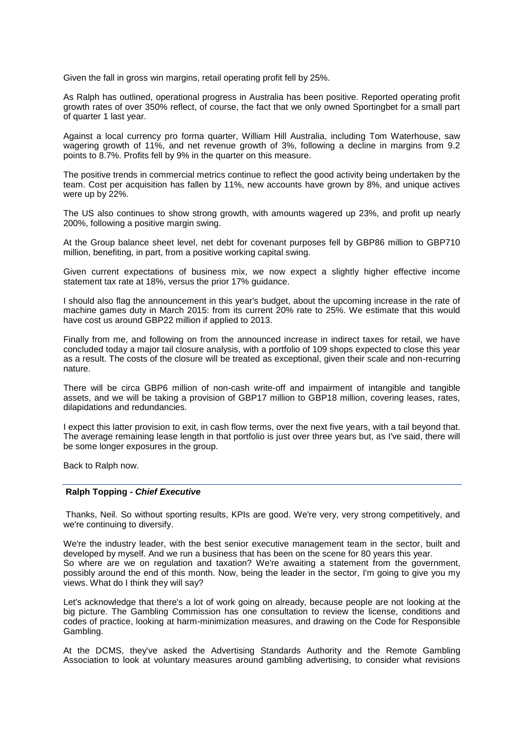Given the fall in gross win margins, retail operating profit fell by 25%.

As Ralph has outlined, operational progress in Australia has been positive. Reported operating profit growth rates of over 350% reflect, of course, the fact that we only owned Sportingbet for a small part of quarter 1 last year.

Against a local currency pro forma quarter, William Hill Australia, including Tom Waterhouse, saw wagering growth of 11%, and net revenue growth of 3%, following a decline in margins from 9.2 points to 8.7%. Profits fell by 9% in the quarter on this measure.

The positive trends in commercial metrics continue to reflect the good activity being undertaken by the team. Cost per acquisition has fallen by 11%, new accounts have grown by 8%, and unique actives were up by 22%.

The US also continues to show strong growth, with amounts wagered up 23%, and profit up nearly 200%, following a positive margin swing.

At the Group balance sheet level, net debt for covenant purposes fell by GBP86 million to GBP710 million, benefiting, in part, from a positive working capital swing.

Given current expectations of business mix, we now expect a slightly higher effective income statement tax rate at 18%, versus the prior 17% guidance.

I should also flag the announcement in this year's budget, about the upcoming increase in the rate of machine games duty in March 2015: from its current 20% rate to 25%. We estimate that this would have cost us around GBP22 million if applied to 2013.

Finally from me, and following on from the announced increase in indirect taxes for retail, we have concluded today a major tail closure analysis, with a portfolio of 109 shops expected to close this year as a result. The costs of the closure will be treated as exceptional, given their scale and non-recurring nature.

There will be circa GBP6 million of non-cash write-off and impairment of intangible and tangible assets, and we will be taking a provision of GBP17 million to GBP18 million, covering leases, rates, dilapidations and redundancies.

I expect this latter provision to exit, in cash flow terms, over the next five years, with a tail beyond that. The average remaining lease length in that portfolio is just over three years but, as I've said, there will be some longer exposures in the group.

Back to Ralph now.

---

**Ralph Topping - *Chief Executive***

Thanks, Neil. So without sporting results, KPIs are good. We're very, very strong competitively, and we're continuing to diversify.

We're the industry leader, with the best senior executive management team in the sector, built and developed by myself. And we run a business that has been on the scene for 80 years this year.
So where are we on regulation and taxation? We're awaiting a statement from the government, possibly around the end of this month. Now, being the leader in the sector, I'm going to give you my views. What do I think they will say?

Let's acknowledge that there's a lot of work going on already, because people are not looking at the big picture. The Gambling Commission has one consultation to review the license, conditions and codes of practice, looking at harm-minimization measures, and drawing on the Code for Responsible Gambling.

At the DCMS, they've asked the Advertising Standards Authority and the Remote Gambling Association to look at voluntary measures around gambling advertising, to consider what revisions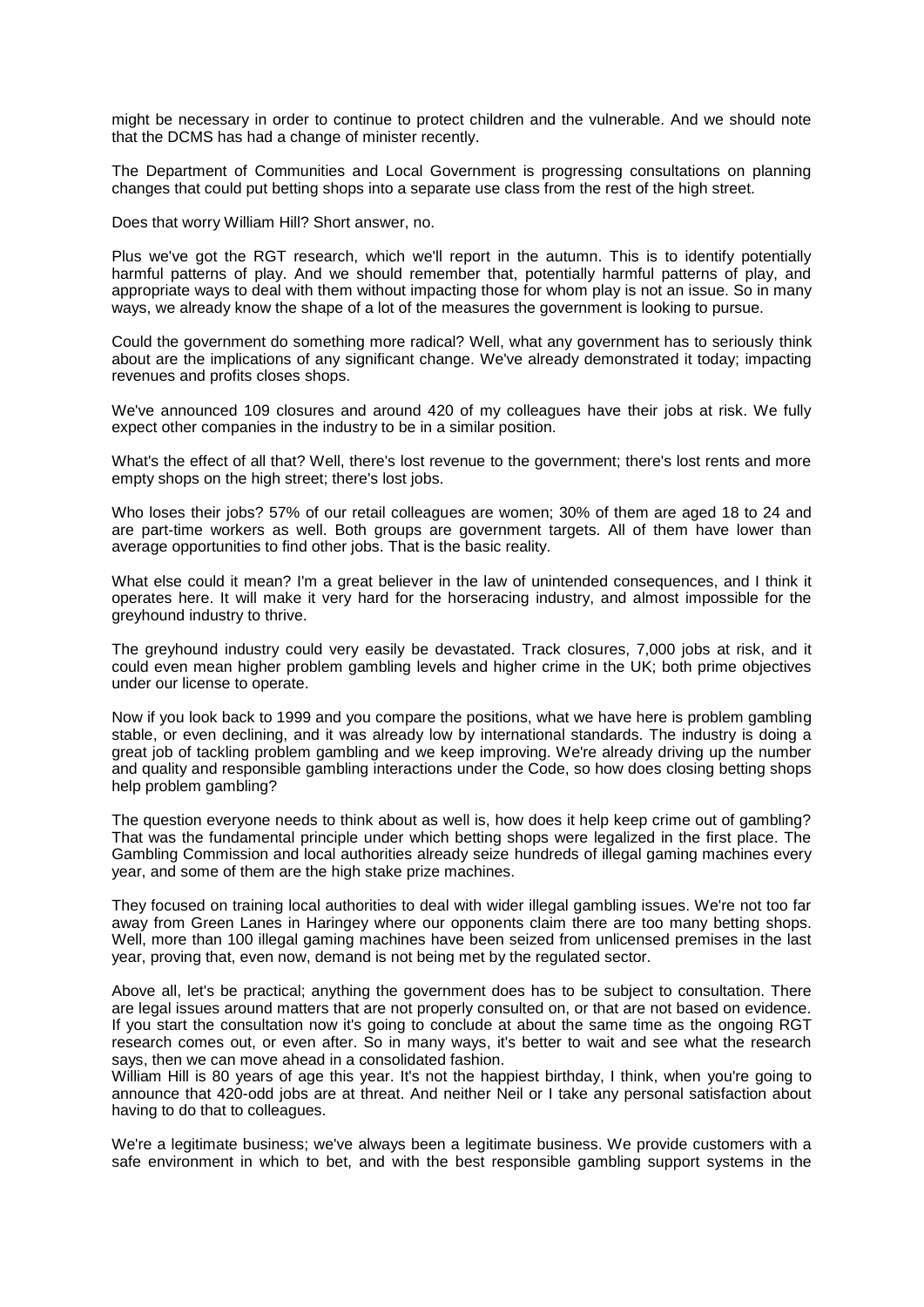might be necessary in order to continue to protect children and the vulnerable. And we should note that the DCMS has had a change of minister recently.

The Department of Communities and Local Government is progressing consultations on planning changes that could put betting shops into a separate use class from the rest of the high street.

Does that worry William Hill? Short answer, no.

Plus we've got the RGT research, which we'll report in the autumn. This is to identify potentially harmful patterns of play, and appropriate ways to deal with them without impacting those for whom play is not an issue. So in many ways, we already know the shape of a lot of the measures the government is looking to pursue.

Could the government do something more radical? Well, what any government has to seriously think about are the implications of any significant change. We've already demonstrated it today; impacting revenues and profits closes shops.

We've announced 109 closures and around 420 of my colleagues have their jobs at risk. We fully expect other companies in the industry to be in a similar position.

What's the effect of all that? Well, there's lost revenue to the government; there's lost rents and more empty shops on the high street; there's lost jobs.

Who loses their jobs? 57% of our retail colleagues are women; 30% of them are aged 18 to 24 and are part-time workers as well. Both groups are government targets. All of them have lower than average opportunities to find other jobs. That is the basic reality.

What else could it mean? I'm a great believer in the law of unintended consequences, and I think it operates here. It will make it very hard for the horseracing industry, and almost impossible for the greyhound industry to thrive.

The greyhound industry could very easily be devastated. Track closures, 7,000 jobs at risk, and it could even mean higher problem gambling levels and higher crime in the UK; both prime objectives under our license to operate.

Now if you look back to 1999 and you compare the positions, what we have here is problem gambling stable, or even declining, and it was already low by international standards. The industry is doing a great job of tackling problem gambling and we keep improving. We're already driving up the number and quality and responsible gambling interactions under the Code, so how does closing betting shops help problem gambling?

The question everyone needs to think about as well is, how does it help keep crime out of gambling? That was the fundamental principle under which betting shops were legalized in the first place. The Gambling Commission and local authorities already seize hundreds of illegal gaming machines every year, and some of them are the high stake prize machines.

They focused on training local authorities to deal with wider illegal gambling issues. We're not too far away from Green Lanes in Haringey where our opponents claim there are too many betting shops. Well, more than 100 illegal gaming machines have been seized from unlicensed premises in the last year, proving that, even now, demand is not being met by the regulated sector.

Above all, let's be practical; anything the government does has to be subject to consultation. There are legal issues around matters that are not properly consulted on, or that are not based on evidence. If you start the consultation now it's going to conclude at about the same time as the ongoing RGT research comes out, or even after. So in many ways, it's better to wait and see what the research says, then we can move ahead in a consolidated fashion.

William Hill is 80 years of age this year. It's not the happiest birthday, I think, when you're going to announce that 420-odd jobs are at threat. And neither Neil or I take any personal satisfaction about having to do that to colleagues.

We're a legitimate business; we've always been a legitimate business. We provide customers with a safe environment in which to bet, and with the best responsible gambling support systems in the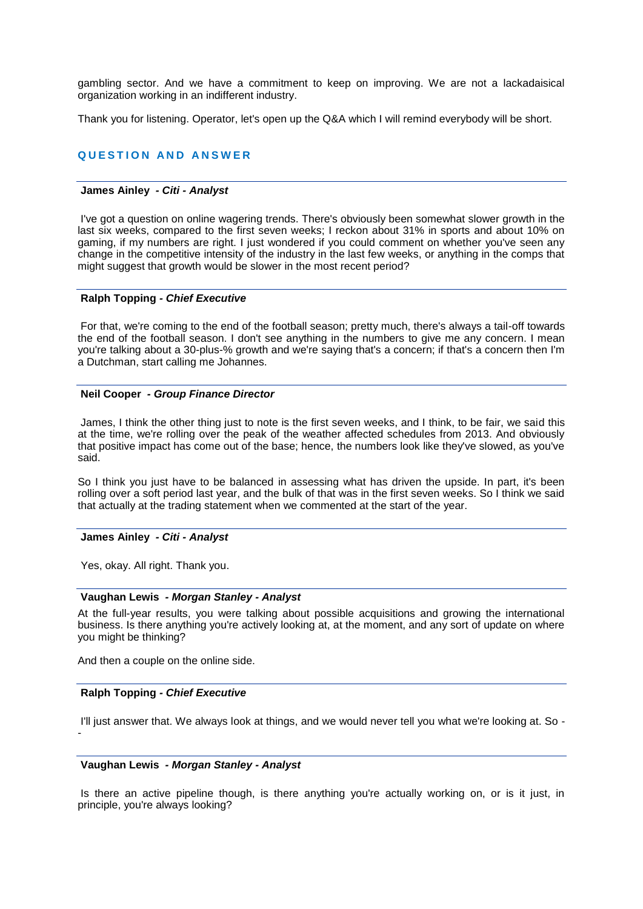gambling sector. And we have a commitment to keep on improving. We are not a lackadaisical organization working in an indifferent industry.

Thank you for listening. Operator, let's open up the Q&A which I will remind everybody will be short.

## QUESTION AND ANSWER

---

**James Ainley** *- Citi - Analyst*

I've got a question on online wagering trends. There's obviously been somewhat slower growth in the last six weeks, compared to the first seven weeks; I reckon about 31% in sports and about 10% on gaming, if my numbers are right. I just wondered if you could comment on whether you've seen any change in the competitive intensity of the industry in the last few weeks, or anything in the comps that might suggest that growth would be slower in the most recent period?

---

**Ralph Topping** *- Chief Executive*

For that, we're coming to the end of the football season; pretty much, there's always a tail-off towards the end of the football season. I don't see anything in the numbers to give me any concern. I mean you're talking about a 30-plus-% growth and we're saying that's a concern; if that's a concern then I'm a Dutchman, start calling me Johannes.

---

**Neil Cooper** *- Group Finance Director*

James, I think the other thing just to note is the first seven weeks, and I think, to be fair, we said this at the time, we're rolling over the peak of the weather affected schedules from 2013. And obviously that positive impact has come out of the base; hence, the numbers look like they've slowed, as you've said.

So I think you just have to be balanced in assessing what has driven the upside. In part, it's been rolling over a soft period last year, and the bulk of that was in the first seven weeks. So I think we said that actually at the trading statement when we commented at the start of the year.

---

**James Ainley** *- Citi - Analyst*

Yes, okay. All right. Thank you.

---

**Vaughan Lewis** *- Morgan Stanley - Analyst*

At the full-year results, you were talking about possible acquisitions and growing the international business. Is there anything you're actively looking at, at the moment, and any sort of update on where you might be thinking?

And then a couple on the online side.

---

**Ralph Topping** *- Chief Executive*

I'll just answer that. We always look at things, and we would never tell you what we're looking at. So --

---

**Vaughan Lewis** *- Morgan Stanley - Analyst*

Is there an active pipeline though, is there anything you're actually working on, or is it just, in principle, you're always looking?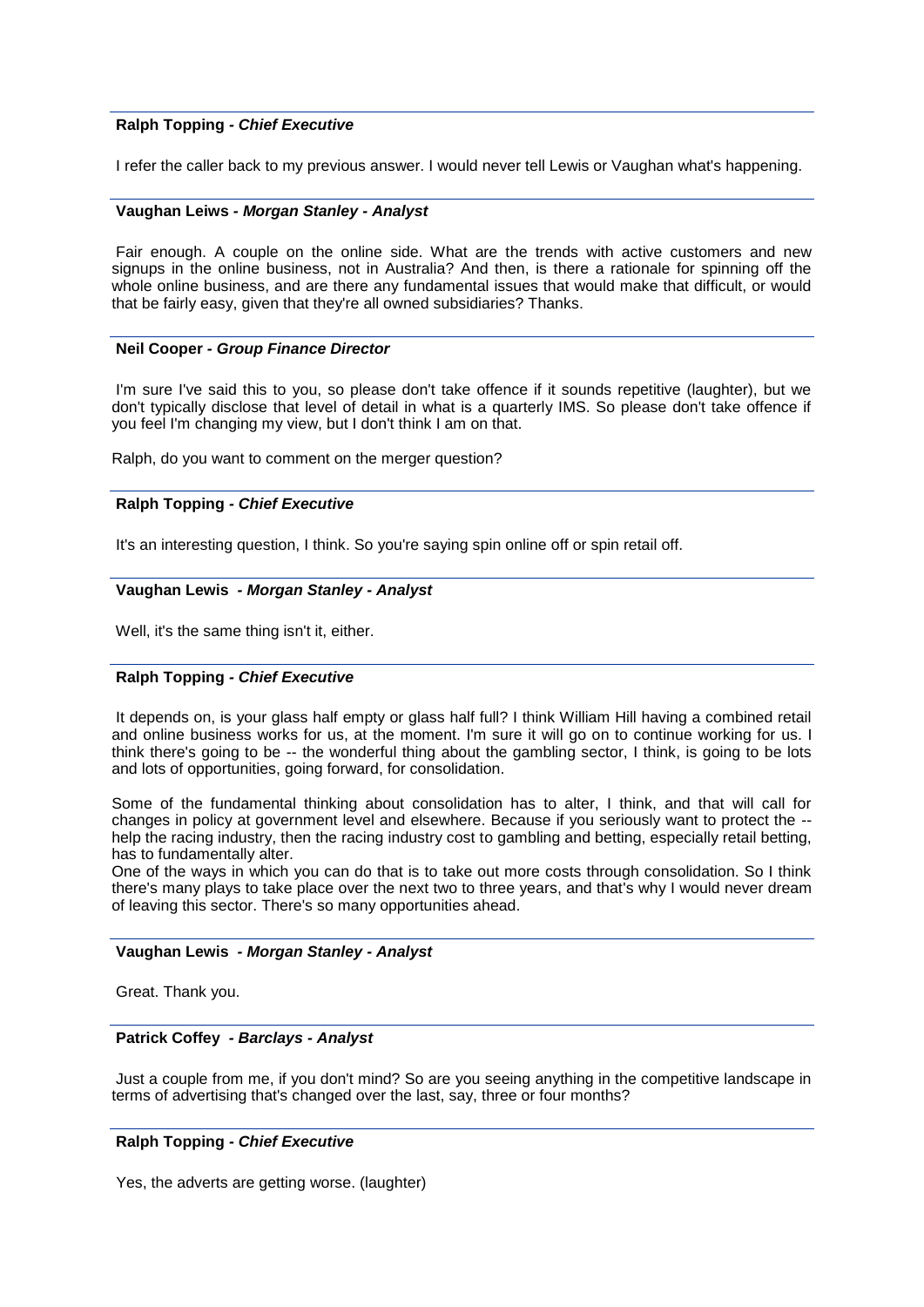**Ralph Topping** - ***Chief Executive***

I refer the caller back to my previous answer. I would never tell Lewis or Vaughan what's happening.

**Vaughan Leiws** - ***Morgan Stanley - Analyst***

Fair enough. A couple on the online side. What are the trends with active customers and new signups in the online business, not in Australia? And then, is there a rationale for spinning off the whole online business, and are there any fundamental issues that would make that difficult, or would that be fairly easy, given that they're all owned subsidiaries? Thanks.

**Neil Cooper** - ***Group Finance Director***

I'm sure I've said this to you, so please don't take offence if it sounds repetitive (laughter), but we don't typically disclose that level of detail in what is a quarterly IMS. So please don't take offence if you feel I'm changing my view, but I don't think I am on that.

Ralph, do you want to comment on the merger question?

**Ralph Topping** - ***Chief Executive***

It's an interesting question, I think. So you're saying spin online off or spin retail off.

**Vaughan Lewis** - ***Morgan Stanley - Analyst***

Well, it's the same thing isn't it, either.

**Ralph Topping** - ***Chief Executive***

It depends on, is your glass half empty or glass half full? I think William Hill having a combined retail and online business works for us, at the moment. I'm sure it will go on to continue working for us. I think there's going to be -- the wonderful thing about the gambling sector, I think, is going to be lots and lots of opportunities, going forward, for consolidation.

Some of the fundamental thinking about consolidation has to alter, I think, and that will call for changes in policy at government level and elsewhere. Because if you seriously want to protect the -- help the racing industry, then the racing industry cost to gambling and betting, especially retail betting, has to fundamentally alter.

One of the ways in which you can do that is to take out more costs through consolidation. So I think there's many plays to take place over the next two to three years, and that's why I would never dream of leaving this sector. There's so many opportunities ahead.

**Vaughan Lewis** - ***Morgan Stanley - Analyst***

Great. Thank you.

**Patrick Coffey** - ***Barclays - Analyst***

Just a couple from me, if you don't mind? So are you seeing anything in the competitive landscape in terms of advertising that's changed over the last, say, three or four months?

**Ralph Topping** - ***Chief Executive***

Yes, the adverts are getting worse. (laughter)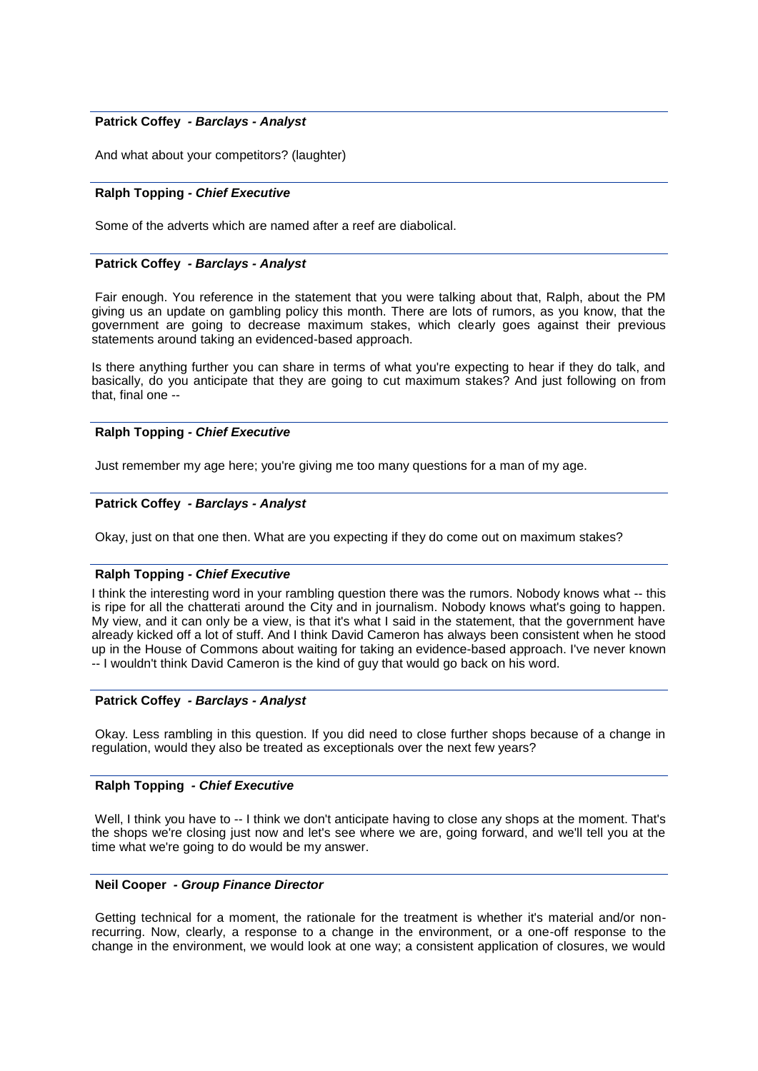**Patrick Coffey** *- Barclays - Analyst*

And what about your competitors? (laughter)

---

**Ralph Topping** *- Chief Executive*

Some of the adverts which are named after a reef are diabolical.

---

**Patrick Coffey** *- Barclays - Analyst*

Fair enough. You reference in the statement that you were talking about that, Ralph, about the PM giving us an update on gambling policy this month. There are lots of rumors, as you know, that the government are going to decrease maximum stakes, which clearly goes against their previous statements around taking an evidenced-based approach.

Is there anything further you can share in terms of what you're expecting to hear if they do talk, and basically, do you anticipate that they are going to cut maximum stakes? And just following on from that, final one --

---

**Ralph Topping** *- Chief Executive*

Just remember my age here; you're giving me too many questions for a man of my age.

---

**Patrick Coffey** *- Barclays - Analyst*

Okay, just on that one then. What are you expecting if they do come out on maximum stakes?

---

**Ralph Topping** *- Chief Executive*

I think the interesting word in your rambling question there was the rumors. Nobody knows what -- this is ripe for all the chatterati around the City and in journalism. Nobody knows what's going to happen. My view, and it can only be a view, is that it's what I said in the statement, that the government have already kicked off a lot of stuff. And I think David Cameron has always been consistent when he stood up in the House of Commons about waiting for taking an evidence-based approach. I've never known -- I wouldn't think David Cameron is the kind of guy that would go back on his word.

---

**Patrick Coffey** *- Barclays - Analyst*

Okay. Less rambling in this question. If you did need to close further shops because of a change in regulation, would they also be treated as exceptionals over the next few years?

---

**Ralph Topping** *- Chief Executive*

Well, I think you have to -- I think we don't anticipate having to close any shops at the moment. That's the shops we're closing just now and let's see where we are, going forward, and we'll tell you at the time what we're going to do would be my answer.

---

**Neil Cooper** *- Group Finance Director*

Getting technical for a moment, the rationale for the treatment is whether it's material and/or non-recurring. Now, clearly, a response to a change in the environment, or a one-off response to the change in the environment, we would look at one way; a consistent application of closures, we would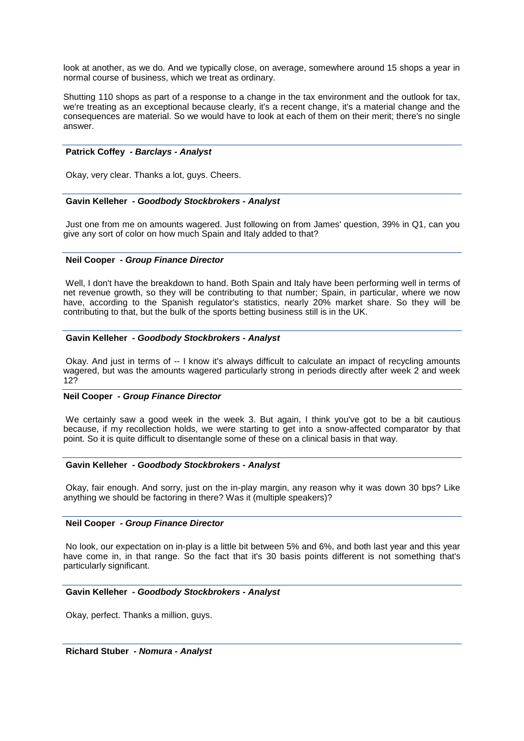look at another, as we do. And we typically close, on average, somewhere around 15 shops a year in normal course of business, which we treat as ordinary.

Shutting 110 shops as part of a response to a change in the tax environment and the outlook for tax, we're treating as an exceptional because clearly, it's a recent change, it's a material change and the consequences are material. So we would have to look at each of them on their merit; there's no single answer.

---

**Patrick Coffey** *- Barclays - Analyst*

Okay, very clear. Thanks a lot, guys. Cheers.

---

**Gavin Kelleher** *- Goodbody Stockbrokers - Analyst*

Just one from me on amounts wagered. Just following on from James' question, 39% in Q1, can you give any sort of color on how much Spain and Italy added to that?

---

**Neil Cooper** *- Group Finance Director*

Well, I don't have the breakdown to hand. Both Spain and Italy have been performing well in terms of net revenue growth, so they will be contributing to that number; Spain, in particular, where we now have, according to the Spanish regulator's statistics, nearly 20% market share. So they will be contributing to that, but the bulk of the sports betting business still is in the UK.

---

**Gavin Kelleher** *- Goodbody Stockbrokers - Analyst*

Okay. And just in terms of -- I know it's always difficult to calculate an impact of recycling amounts wagered, but was the amounts wagered particularly strong in periods directly after week 2 and week 12?

---

**Neil Cooper** *- Group Finance Director*

We certainly saw a good week in the week 3. But again, I think you've got to be a bit cautious because, if my recollection holds, we were starting to get into a snow-affected comparator by that point. So it is quite difficult to disentangle some of these on a clinical basis in that way.

---

**Gavin Kelleher** *- Goodbody Stockbrokers - Analyst*

Okay, fair enough. And sorry, just on the in-play margin, any reason why it was down 30 bps? Like anything we should be factoring in there? Was it (multiple speakers)?

---

**Neil Cooper** *- Group Finance Director*

No look, our expectation on in-play is a little bit between 5% and 6%, and both last year and this year have come in, in that range. So the fact that it's 30 basis points different is not something that's particularly significant.

---

**Gavin Kelleher** *- Goodbody Stockbrokers - Analyst*

Okay, perfect. Thanks a million, guys.

---

**Richard Stuber** *- Nomura - Analyst*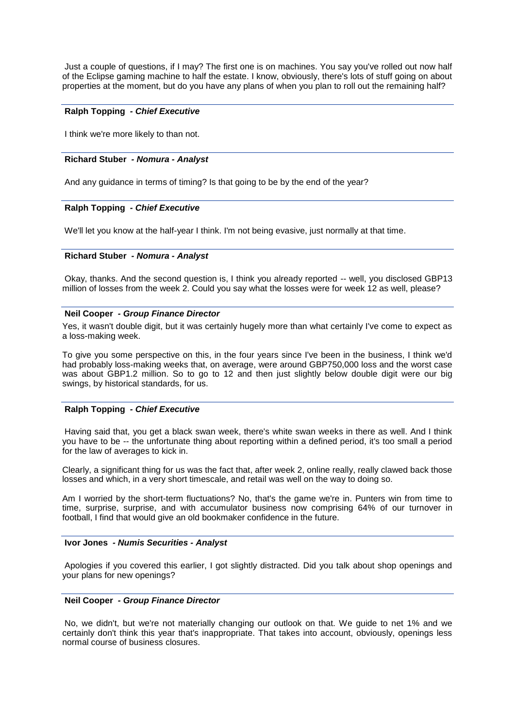Just a couple of questions, if I may? The first one is on machines. You say you've rolled out now half of the Eclipse gaming machine to half the estate. I know, obviously, there's lots of stuff going on about properties at the moment, but do you have any plans of when you plan to roll out the remaining half?

---

**Ralph Topping - *Chief Executive***

I think we're more likely to than not.

---

**Richard Stuber - *Nomura - Analyst***

And any guidance in terms of timing? Is that going to be by the end of the year?

---

**Ralph Topping - *Chief Executive***

We'll let you know at the half-year I think. I'm not being evasive, just normally at that time.

---

**Richard Stuber - *Nomura - Analyst***

Okay, thanks. And the second question is, I think you already reported -- well, you disclosed GBP13 million of losses from the week 2. Could you say what the losses were for week 12 as well, please?

---

**Neil Cooper - *Group Finance Director***

Yes, it wasn't double digit, but it was certainly hugely more than what certainly I've come to expect as a loss-making week.

To give you some perspective on this, in the four years since I've been in the business, I think we'd had probably loss-making weeks that, on average, were around GBP750,000 loss and the worst case was about GBP1.2 million. So to go to 12 and then just slightly below double digit were our big swings, by historical standards, for us.

---

**Ralph Topping - *Chief Executive***

Having said that, you get a black swan week, there's white swan weeks in there as well. And I think you have to be -- the unfortunate thing about reporting within a defined period, it's too small a period for the law of averages to kick in.

Clearly, a significant thing for us was the fact that, after week 2, online really, really clawed back those losses and which, in a very short timescale, and retail was well on the way to doing so.

Am I worried by the short-term fluctuations? No, that's the game we're in. Punters win from time to time, surprise, surprise, and with accumulator business now comprising 64% of our turnover in football, I find that would give an old bookmaker confidence in the future.

---

**Ivor Jones - *Numis Securities - Analyst***

Apologies if you covered this earlier, I got slightly distracted. Did you talk about shop openings and your plans for new openings?

---

**Neil Cooper - *Group Finance Director***

No, we didn't, but we're not materially changing our outlook on that. We guide to net 1% and we certainly don't think this year that's inappropriate. That takes into account, obviously, openings less normal course of business closures.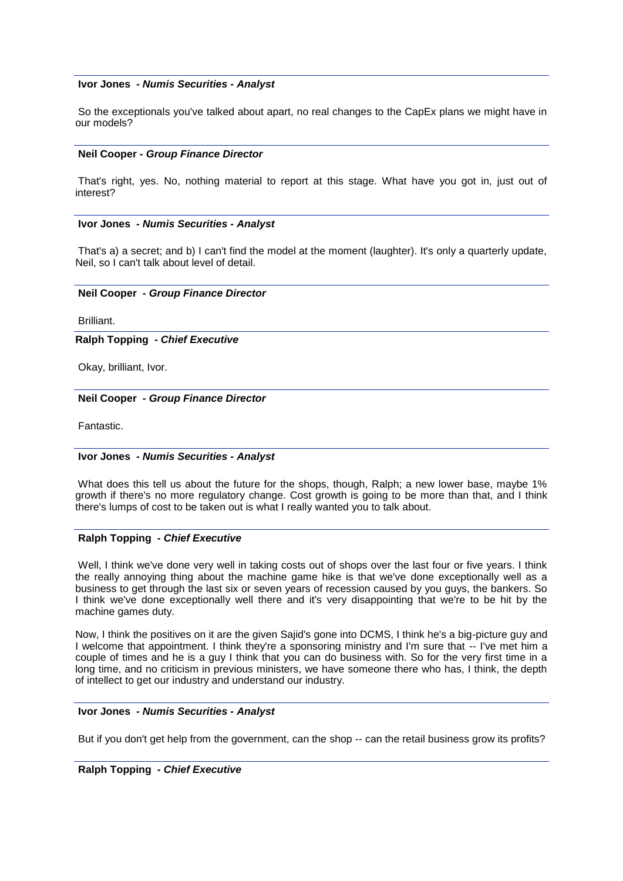**Ivor Jones** *- Numis Securities - Analyst*

So the exceptionals you've talked about apart, no real changes to the CapEx plans we might have in our models?

---

**Neil Cooper** *- Group Finance Director*

That's right, yes. No, nothing material to report at this stage. What have you got in, just out of interest?

---

**Ivor Jones** *- Numis Securities - Analyst*

That's a) a secret; and b) I can't find the model at the moment (laughter). It's only a quarterly update, Neil, so I can't talk about level of detail.

---

**Neil Cooper** *- Group Finance Director*

Brilliant.

---

**Ralph Topping** *- Chief Executive*

Okay, brilliant, Ivor.

---

**Neil Cooper** *- Group Finance Director*

Fantastic.

---

**Ivor Jones** *- Numis Securities - Analyst*

What does this tell us about the future for the shops, though, Ralph; a new lower base, maybe 1% growth if there's no more regulatory change. Cost growth is going to be more than that, and I think there's lumps of cost to be taken out is what I really wanted you to talk about.

---

**Ralph Topping** *- Chief Executive*

Well, I think we've done very well in taking costs out of shops over the last four or five years. I think the really annoying thing about the machine game hike is that we've done exceptionally well as a business to get through the last six or seven years of recession caused by you guys, the bankers. So I think we've done exceptionally well there and it's very disappointing that we're to be hit by the machine games duty.

Now, I think the positives on it are the given Sajid's gone into DCMS, I think he's a big-picture guy and I welcome that appointment. I think they're a sponsoring ministry and I'm sure that -- I've met him a couple of times and he is a guy I think that you can do business with. So for the very first time in a long time, and no criticism in previous ministers, we have someone there who has, I think, the depth of intellect to get our industry and understand our industry.

---

**Ivor Jones** *- Numis Securities - Analyst*

But if you don't get help from the government, can the shop -- can the retail business grow its profits?

---

**Ralph Topping** *- Chief Executive*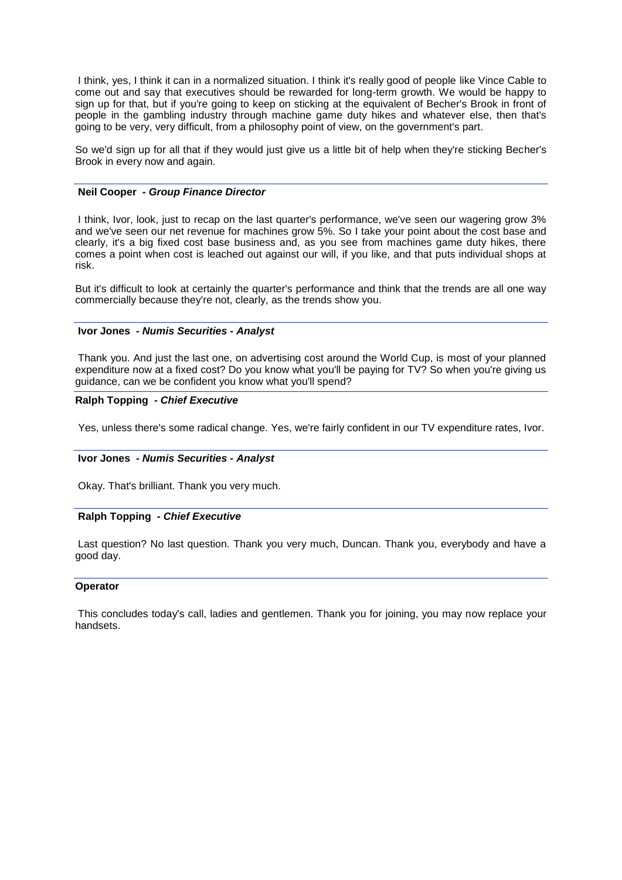I think, yes, I think it can in a normalized situation. I think it's really good of people like Vince Cable to come out and say that executives should be rewarded for long-term growth. We would be happy to sign up for that, but if you're going to keep on sticking at the equivalent of Becher's Brook in front of people in the gambling industry through machine game duty hikes and whatever else, then that's going to be very, very difficult, from a philosophy point of view, on the government's part.

So we'd sign up for all that if they would just give us a little bit of help when they're sticking Becher's Brook in every now and again.

**Neil Cooper** - ***Group Finance Director***

I think, Ivor, look, just to recap on the last quarter's performance, we've seen our wagering grow 3% and we've seen our net revenue for machines grow 5%. So I take your point about the cost base and clearly, it's a big fixed cost base business and, as you see from machines game duty hikes, there comes a point when cost is leached out against our will, if you like, and that puts individual shops at risk.

But it's difficult to look at certainly the quarter's performance and think that the trends are all one way commercially because they're not, clearly, as the trends show you.

**Ivor Jones** - ***Numis Securities - Analyst***

Thank you. And just the last one, on advertising cost around the World Cup, is most of your planned expenditure now at a fixed cost? Do you know what you'll be paying for TV? So when you're giving us guidance, can we be confident you know what you'll spend?

**Ralph Topping** - ***Chief Executive***

Yes, unless there's some radical change. Yes, we're fairly confident in our TV expenditure rates, Ivor.

**Ivor Jones** - ***Numis Securities - Analyst***

Okay. That's brilliant. Thank you very much.

**Ralph Topping** - ***Chief Executive***

Last question? No last question. Thank you very much, Duncan. Thank you, everybody and have a good day.

**Operator**

This concludes today's call, ladies and gentlemen. Thank you for joining, you may now replace your handsets.